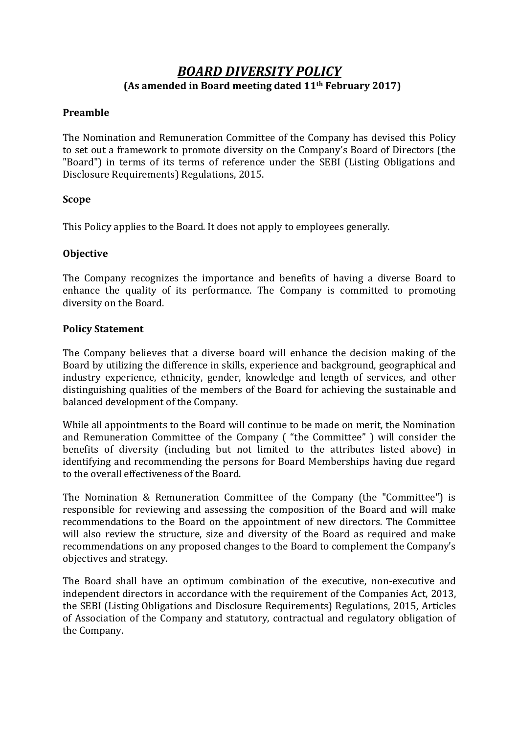# *BOARD DIVERSITY POLICY*

**(As amended in Board meeting dated 11th February 2017)**

## Preamble

The Nomination and Remuneration Committee of the Company has devised this Policy to set out a framework to promote diversity on the Company's Board of Directors (the "Board") in terms of its terms of reference under the SEBI (Listing Obligations and Disclosure Requirements) Regulations, 2015.

## Scope

This Policy applies to the Board. It does not apply to employees generally.

## Objective

The Company recognizes the importance and benefits of having a diverse Board to enhance the quality of its performance. The Company is committed to promoting diversity on the Board.

## Policy Statement

The Company believes that a diverse board will enhance the decision making of the Board by utilizing the difference in skills, experience and background, geographical and industry experience, ethnicity, gender, knowledge and length of services, and other distinguishing qualities of the members of the Board for achieving the sustainable and balanced development of the Company.

While all appointments to the Board will continue to be made on merit, the Nomination and Remuneration Committee of the Company ( "the Committee" ) will consider the benefits of diversity (including but not limited to the attributes listed above) in identifying and recommending the persons for Board Memberships having due regard to the overall effectiveness of the Board.

The Nomination & Remuneration Committee of the Company (the "Committee") is responsible for reviewing and assessing the composition of the Board and will make recommendations to the Board on the appointment of new directors. The Committee will also review the structure, size and diversity of the Board as required and make recommendations on any proposed changes to the Board to complement the Company's objectives and strategy.

The Board shall have an optimum combination of the executive, non-executive and independent directors in accordance with the requirement of the Companies Act, 2013, the SEBI (Listing Obligations and Disclosure Requirements) Regulations, 2015, Articles of Association of the Company and statutory, contractual and regulatory obligation of the Company.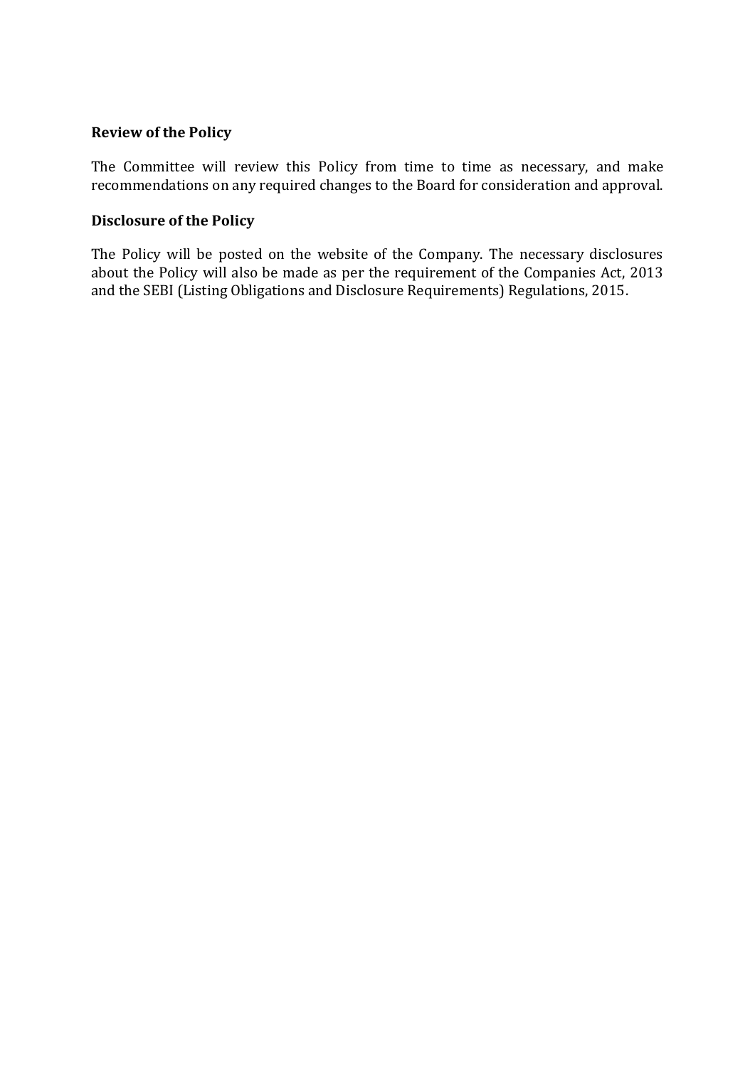**Review of the Policy**

The Committee will review this Policy from time to time as necessary, and make recommendations on any required changes to the Board for consideration and approval.

**Disclosure of the Policy**

The Policy will be posted on the website of the Company. The necessary disclosures about the Policy will also be made as per the requirement of the Companies Act, 2013 and the SEBI (Listing Obligations and Disclosure Requirements) Regulations, 2015.